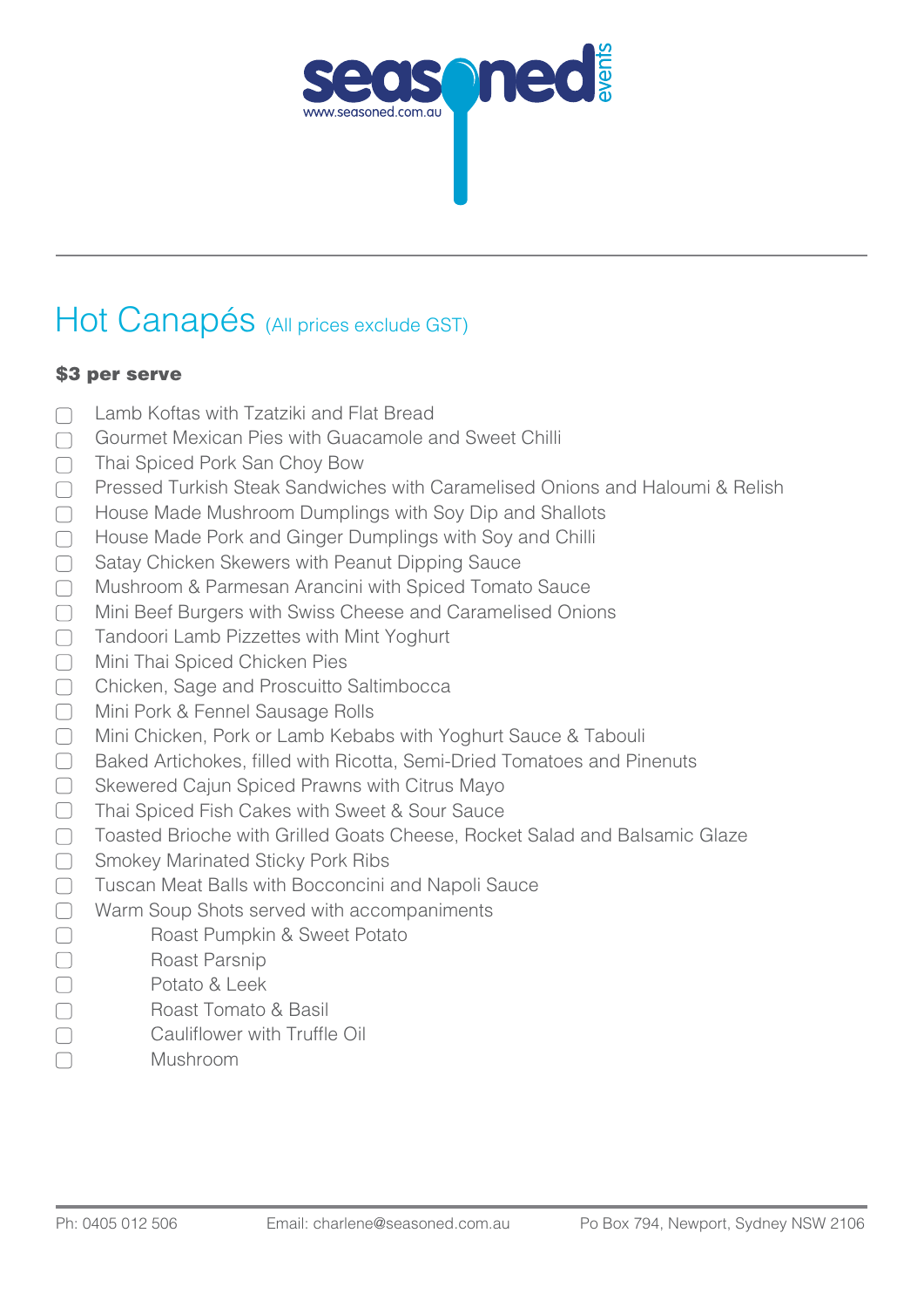# Hot Canapés (All prices exclude GST)

**$3 per serve**

- ☐ Lamb Koftas with Tzatziki and Flat Bread
- ☐ Gourmet Mexican Pies with Guacamole and Sweet Chilli
- ☐ Thai Spiced Pork San Choy Bow
- ☐ Pressed Turkish Steak Sandwiches with Caramelised Onions and Haloumi & Relish
- ☐ House Made Mushroom Dumplings with Soy Dip and Shallots
- ☐ House Made Pork and Ginger Dumplings with Soy and Chilli
- ☐ Satay Chicken Skewers with Peanut Dipping Sauce
- ☐ Mushroom & Parmesan Arancini with Spiced Tomato Sauce
- ☐ Mini Beef Burgers with Swiss Cheese and Caramelised Onions
- ☐ Tandoori Lamb Pizzettes with Mint Yoghurt
- ☐ Mini Thai Spiced Chicken Pies
- ☐ Chicken, Sage and Proscuitto Saltimbocca
- ☐ Mini Pork & Fennel Sausage Rolls
- ☐ Mini Chicken, Pork or Lamb Kebabs with Yoghurt Sauce & Tabouli
- ☐ Baked Artichokes, filled with Ricotta, Semi-Dried Tomatoes and Pinenuts
- ☐ Skewered Cajun Spiced Prawns with Citrus Mayo
- ☐ Thai Spiced Fish Cakes with Sweet & Sour Sauce
- ☐ Toasted Brioche with Grilled Goats Cheese, Rocket Salad and Balsamic Glaze
- ☐ Smokey Marinated Sticky Pork Ribs
- ☐ Tuscan Meat Balls with Bocconcini and Napoli Sauce
- ☐ Warm Soup Shots served with accompaniments
  - ☐ Roast Pumpkin & Sweet Potato
  - ☐ Roast Parsnip
  - ☐ Potato & Leek
  - ☐ Roast Tomato & Basil
  - ☐ Cauliflower with Truffle Oil
  - ☐ Mushroom

Ph: 0405 012 506 Email: charlene@seasoned.com.au Po Box 794, Newport, Sydney NSW 2106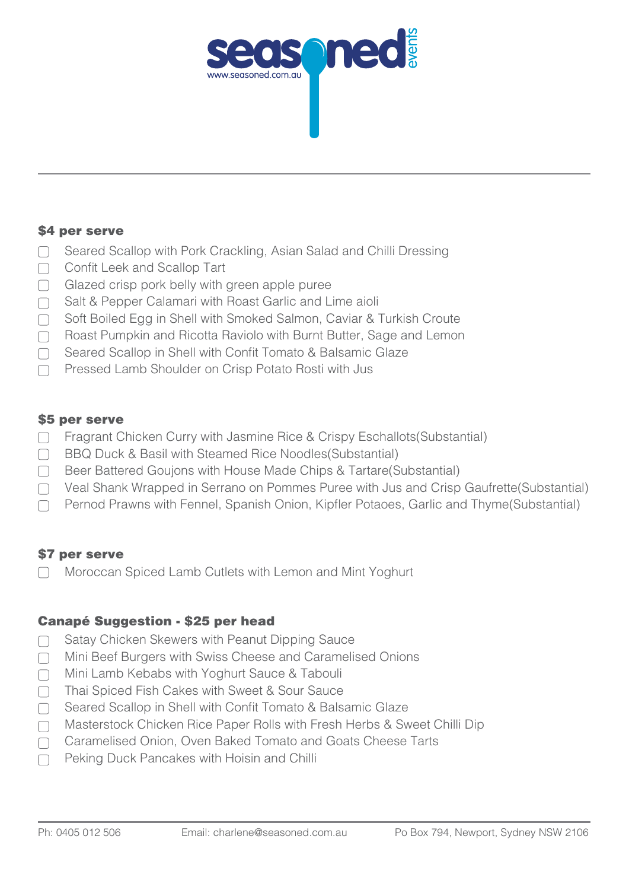## $4 per serve

- ☐ Seared Scallop with Pork Crackling, Asian Salad and Chilli Dressing
- ☐ Confit Leek and Scallop Tart
- ☐ Glazed crisp pork belly with green apple puree
- ☐ Salt & Pepper Calamari with Roast Garlic and Lime aioli
- ☐ Soft Boiled Egg in Shell with Smoked Salmon, Caviar & Turkish Croute
- ☐ Roast Pumpkin and Ricotta Raviolo with Burnt Butter, Sage and Lemon
- ☐ Seared Scallop in Shell with Confit Tomato & Balsamic Glaze
- ☐ Pressed Lamb Shoulder on Crisp Potato Rosti with Jus

## $5 per serve

- ☐ Fragrant Chicken Curry with Jasmine Rice & Crispy Eschallots(Substantial)
- ☐ BBQ Duck & Basil with Steamed Rice Noodles(Substantial)
- ☐ Beer Battered Goujons with House Made Chips & Tartare(Substantial)
- ☐ Veal Shank Wrapped in Serrano on Pommes Puree with Jus and Crisp Gaufrette(Substantial)
- ☐ Pernod Prawns with Fennel, Spanish Onion, Kipfler Potaoes, Garlic and Thyme(Substantial)

## $7 per serve

- ☐ Moroccan Spiced Lamb Cutlets with Lemon and Mint Yoghurt

## Canapé Suggestion - $25 per head

- ☐ Satay Chicken Skewers with Peanut Dipping Sauce
- ☐ Mini Beef Burgers with Swiss Cheese and Caramelised Onions
- ☐ Mini Lamb Kebabs with Yoghurt Sauce & Tabouli
- ☐ Thai Spiced Fish Cakes with Sweet & Sour Sauce
- ☐ Seared Scallop in Shell with Confit Tomato & Balsamic Glaze
- ☐ Masterstock Chicken Rice Paper Rolls with Fresh Herbs & Sweet Chilli Dip
- ☐ Caramelised Onion, Oven Baked Tomato and Goats Cheese Tarts
- ☐ Peking Duck Pancakes with Hoisin and Chilli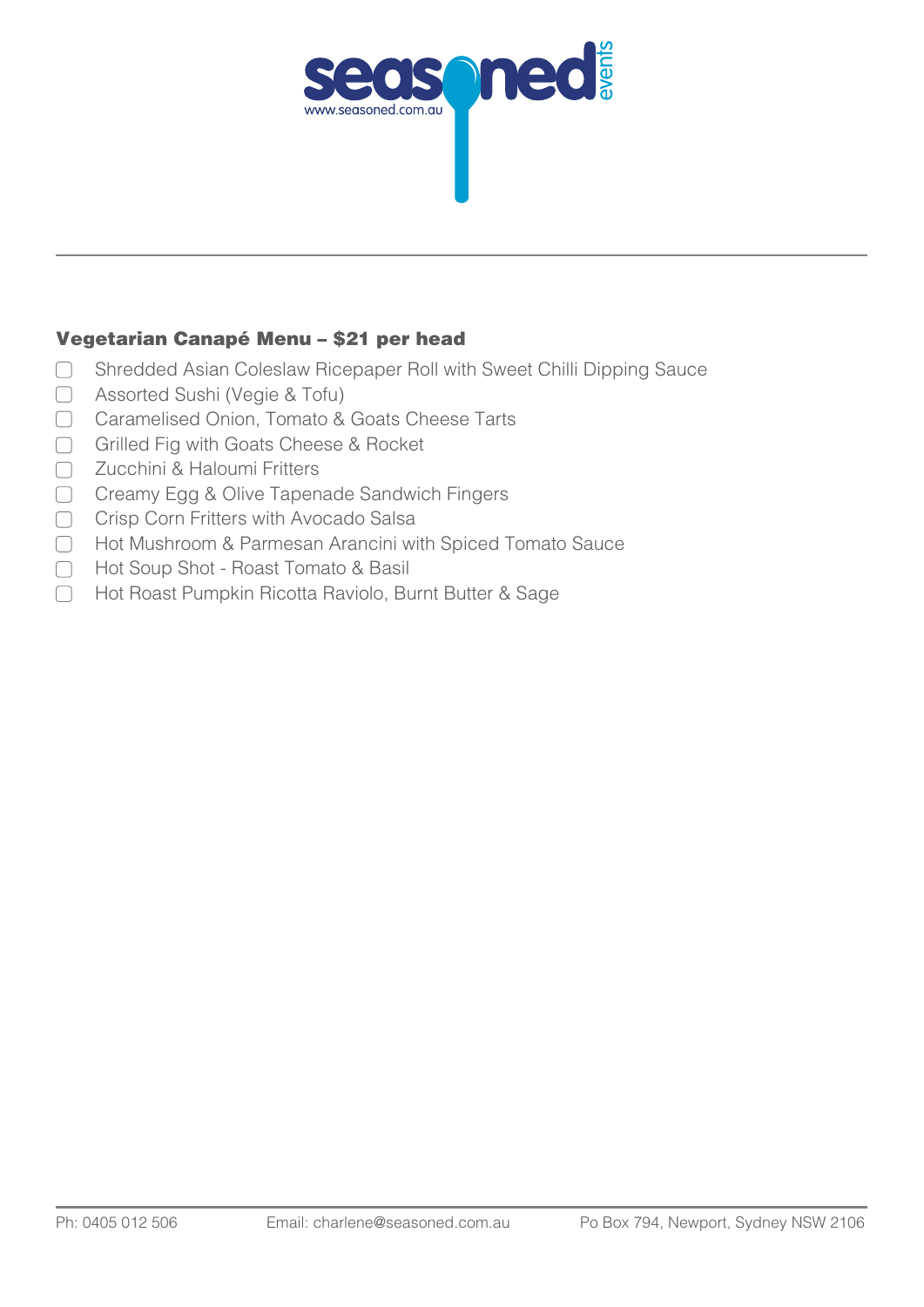## Vegetarian Canapé Menu – $21 per head

- [ ] Shredded Asian Coleslaw Ricepaper Roll with Sweet Chilli Dipping Sauce
- [ ] Assorted Sushi (Vegie & Tofu)
- [ ] Caramelised Onion, Tomato & Goats Cheese Tarts
- [ ] Grilled Fig with Goats Cheese & Rocket
- [ ] Zucchini & Haloumi Fritters
- [ ] Creamy Egg & Olive Tapenade Sandwich Fingers
- [ ] Crisp Corn Fritters with Avocado Salsa
- [ ] Hot Mushroom & Parmesan Arancini with Spiced Tomato Sauce
- [ ] Hot Soup Shot - Roast Tomato & Basil
- [ ] Hot Roast Pumpkin Ricotta Raviolo, Burnt Butter & Sage